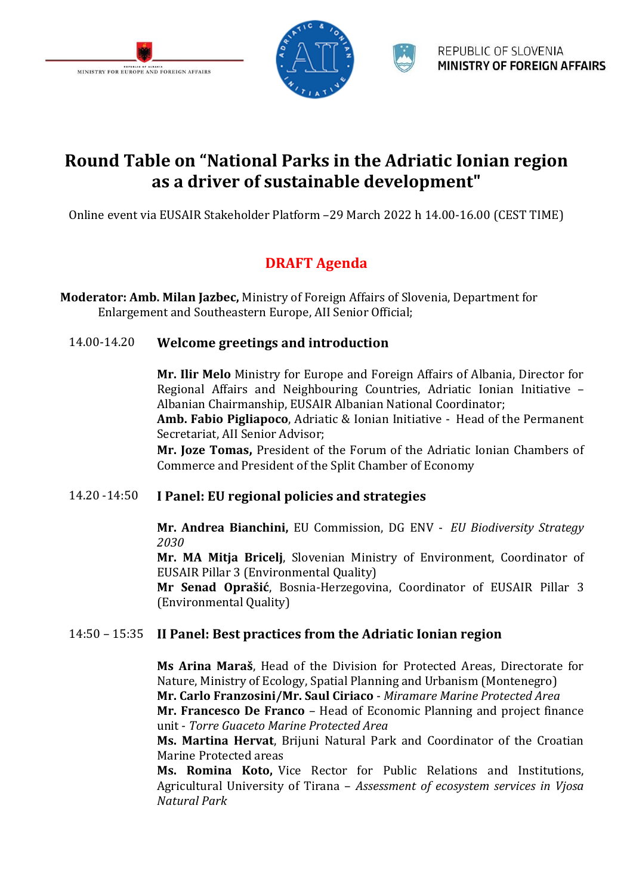MINISTRY FOR EUROPE AND FOREIGN AFFAIRS

REPUBLIC OF SLOVENIA
MINISTRY OF FOREIGN AFFAIRS

# Round Table on "National Parks in the Adriatic Ionian region as a driver of sustainable development"

Online event via EUSAIR Stakeholder Platform –29 March 2022 h 14.00-16.00 (CEST TIME)

## DRAFT Agenda

**Moderator: Amb. Milan Jazbec,** Ministry of Foreign Affairs of Slovenia, Department for Enlargement and Southeastern Europe, AII Senior Official;

### 14.00-14.20 Welcome greetings and introduction

**Mr. Ilir Melo** Ministry for Europe and Foreign Affairs of Albania, Director for Regional Affairs and Neighbouring Countries, Adriatic Ionian Initiative – Albanian Chairmanship, EUSAIR Albanian National Coordinator;
**Amb. Fabio Pigliapoco**, Adriatic & Ionian Initiative - Head of the Permanent Secretariat, AII Senior Advisor;
**Mr. Joze Tomas,** President of the Forum of the Adriatic Ionian Chambers of Commerce and President of the Split Chamber of Economy

### 14.20 -14:50 I Panel: EU regional policies and strategies

**Mr. Andrea Bianchini,** EU Commission, DG ENV - *EU Biodiversity Strategy 2030*
**Mr. MA Mitja Bricelj**, Slovenian Ministry of Environment, Coordinator of EUSAIR Pillar 3 (Environmental Quality)
**Mr Senad Oprašić**, Bosnia-Herzegovina, Coordinator of EUSAIR Pillar 3 (Environmental Quality)

### 14:50 – 15:35 II Panel: Best practices from the Adriatic Ionian region

**Ms Arina Maraš**, Head of the Division for Protected Areas, Directorate for Nature, Ministry of Ecology, Spatial Planning and Urbanism (Montenegro)
**Mr. Carlo Franzosini/Mr. Saul Ciriaco** - *Miramare Marine Protected Area*
**Mr. Francesco De Franco** – Head of Economic Planning and project finance unit - *Torre Guaceto Marine Protected Area*
**Ms. Martina Hervat**, Brijuni Natural Park and Coordinator of the Croatian Marine Protected areas
**Ms. Romina Koto,** Vice Rector for Public Relations and Institutions, Agricultural University of Tirana – *Assessment of ecosystem services in Vjosa Natural Park*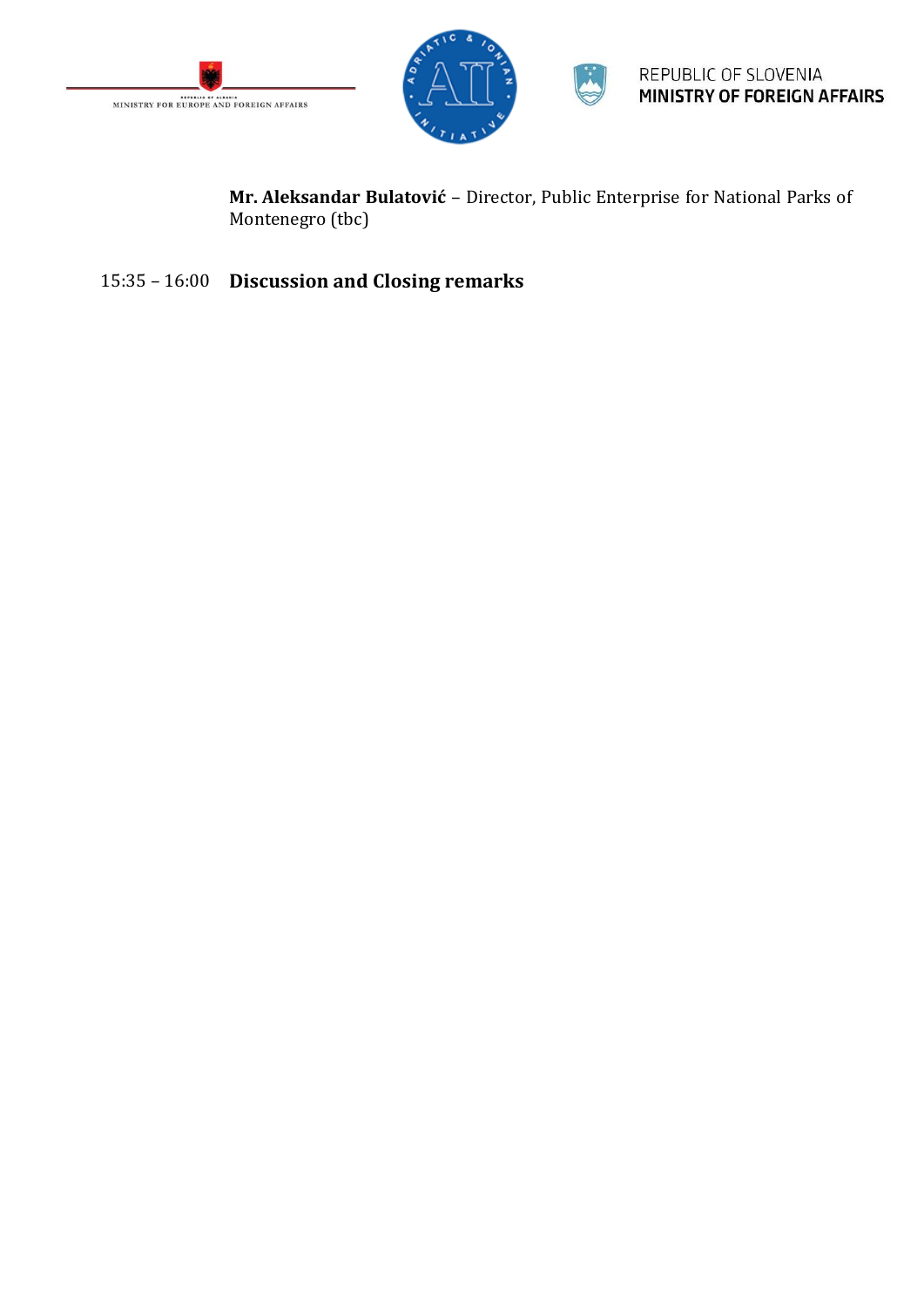**Mr. Aleksandar Bulatović** – Director, Public Enterprise for National Parks of Montenegro (tbc)

15:35 – 16:00 **Discussion and Closing remarks**